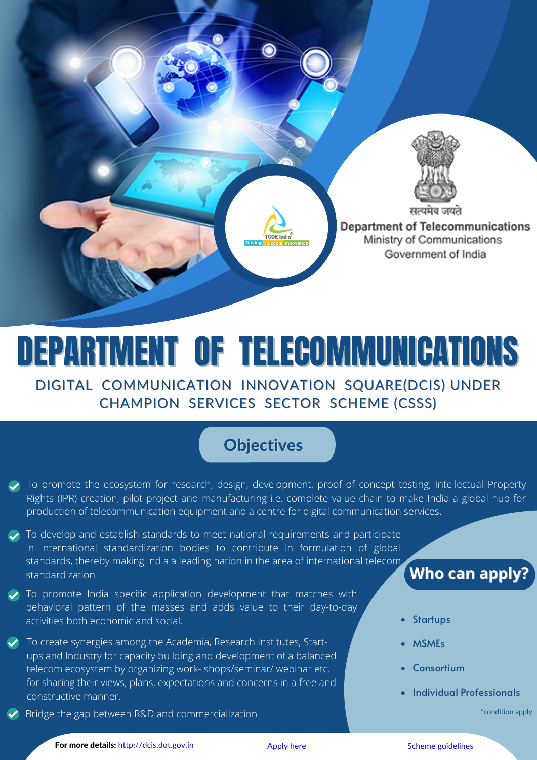सत्यमेव जयते

Department of Telecommunications
Ministry of Communications
Government of India

TCOE India
Driving Telecom Innovation

# DEPARTMENT OF TELECOMMUNICATIONS

## DIGITAL COMMUNICATION INNOVATION SQUARE(DCIS) UNDER CHAMPION SERVICES SECTOR SCHEME (CSSS)

### Objectives

- To promote the ecosystem for research, design, development, proof of concept testing, Intellectual Property Rights (IPR) creation, pilot project and manufacturing i.e. complete value chain to make India a global hub for production of telecommunication equipment and a centre for digital communication services.
- To develop and establish standards to meet national requirements and participate in international standardization bodies to contribute in formulation of global standards, thereby making India a leading nation in the area of international telecom standardization
- To promote India specific application development that matches with behavioral pattern of the masses and adds value to their day-to-day activities both economic and social.
- To create synergies among the Academia, Research Institutes, Start-ups and Industry for capacity building and development of a balanced telecom ecosystem by organizing work- shops/seminar/ webinar etc. for sharing their views, plans, expectations and concerns in a free and constructive manner.
- Bridge the gap between R&D and commercialization

### Who can apply?

- Startups
- MSMEs
- Consortium
- Individual Professionals

*condition apply

**For more details:** http://dcis.dot.gov.in

Apply here

Scheme guidelines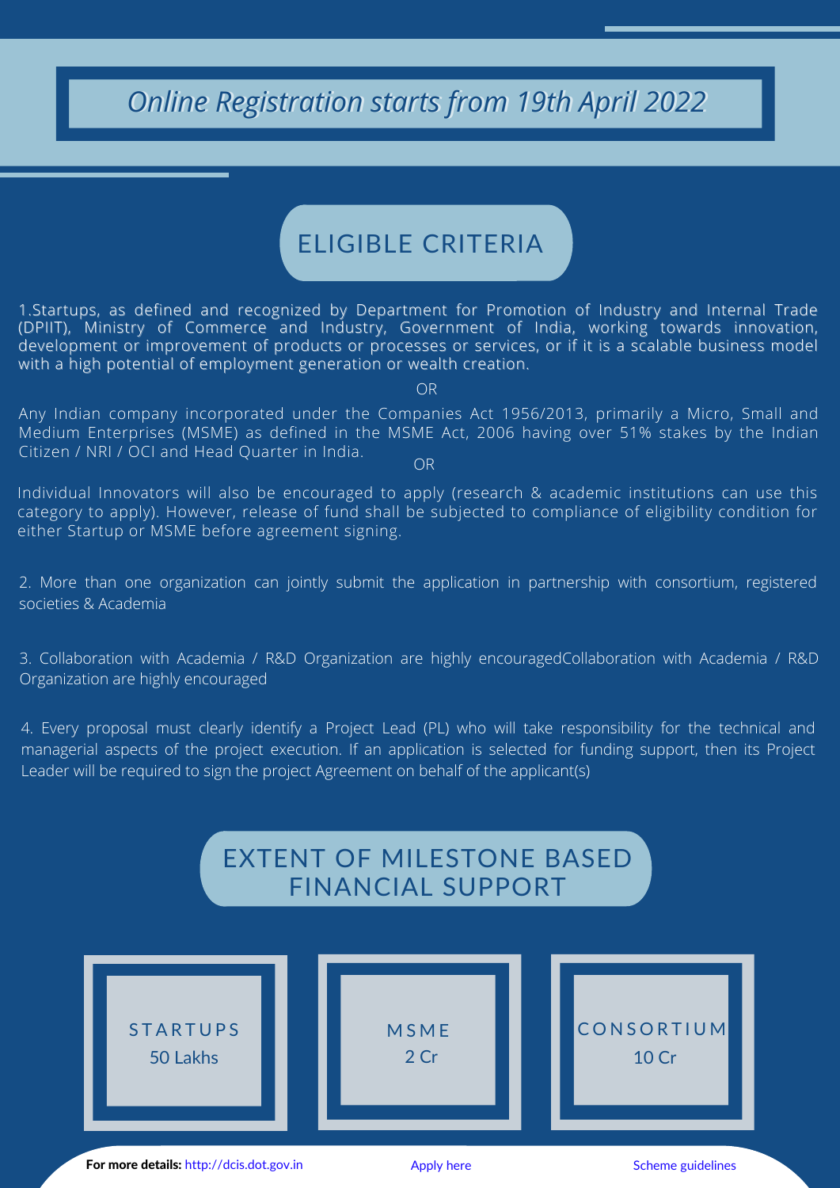*Online Registration starts from 19th April 2022*

## ELIGIBLE CRITERIA

1.Startups, as defined and recognized by Department for Promotion of Industry and Internal Trade (DPIIT), Ministry of Commerce and Industry, Government of India, working towards innovation, development or improvement of products or processes or services, or if it is a scalable business model with a high potential of employment generation or wealth creation.

OR

Any Indian company incorporated under the Companies Act 1956/2013, primarily a Micro, Small and Medium Enterprises (MSME) as defined in the MSME Act, 2006 having over 51% stakes by the Indian Citizen / NRI / OCI and Head Quarter in India.

OR

Individual Innovators will also be encouraged to apply (research & academic institutions can use this category to apply). However, release of fund shall be subjected to compliance of eligibility condition for either Startup or MSME before agreement signing.

2. More than one organization can jointly submit the application in partnership with consortium, registered societies & Academia

3. Collaboration with Academia / R&D Organization are highly encouragedCollaboration with Academia / R&D Organization are highly encouraged

4. Every proposal must clearly identify a Project Lead (PL) who will take responsibility for the technical and managerial aspects of the project execution. If an application is selected for funding support, then its Project Leader will be required to sign the project Agreement on behalf of the applicant(s)

## EXTENT OF MILESTONE BASED FINANCIAL SUPPORT

| STARTUPS | MSME | CONSORTIUM |
|---|---|---|
| 50 Lakhs | 2 Cr | 10 Cr |

**For more details:** http://dcis.dot.gov.in Apply here Scheme guidelines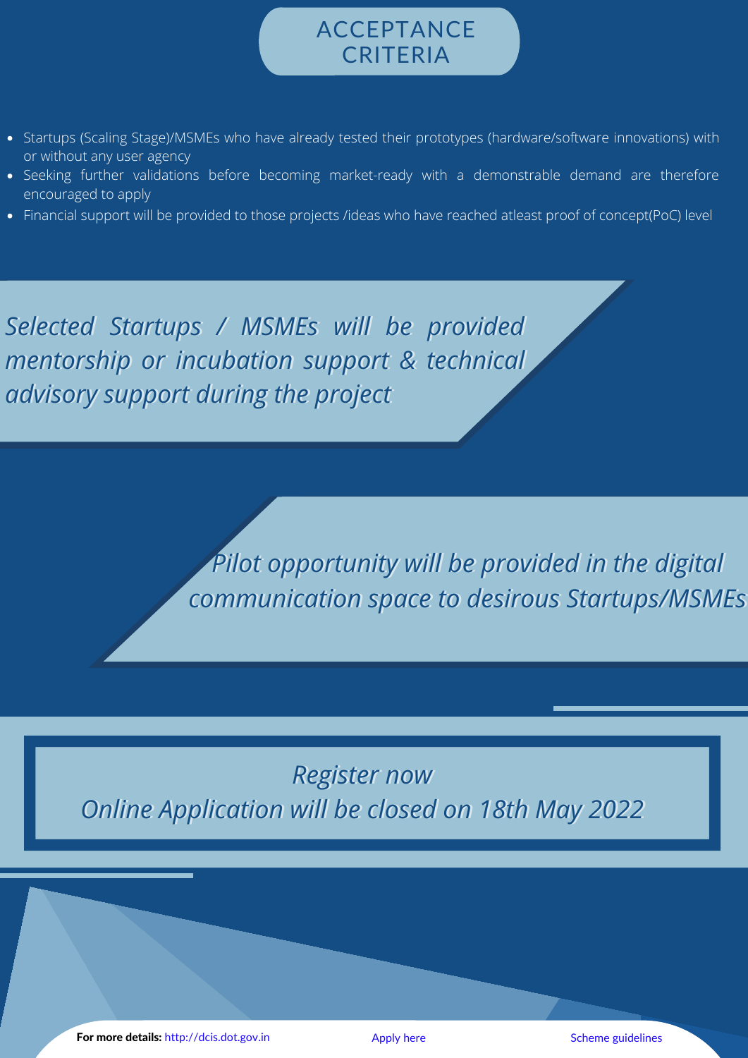# ACCEPTANCE CRITERIA

- Startups (Scaling Stage)/MSMEs who have already tested their prototypes (hardware/software innovations) with or without any user agency
- Seeking further validations before becoming market-ready with a demonstrable demand are therefore encouraged to apply
- Financial support will be provided to those projects /ideas who have reached atleast proof of concept(PoC) level

*Selected Startups / MSMEs will be provided mentorship or incubation support & technical advisory support during the project*

*Pilot opportunity will be provided in the digital communication space to desirous Startups/MSMEs*

*Register now*
*Online Application will be closed on 18th May 2022*

**For more details:** http://dcis.dot.gov.in    Apply here    Scheme guidelines